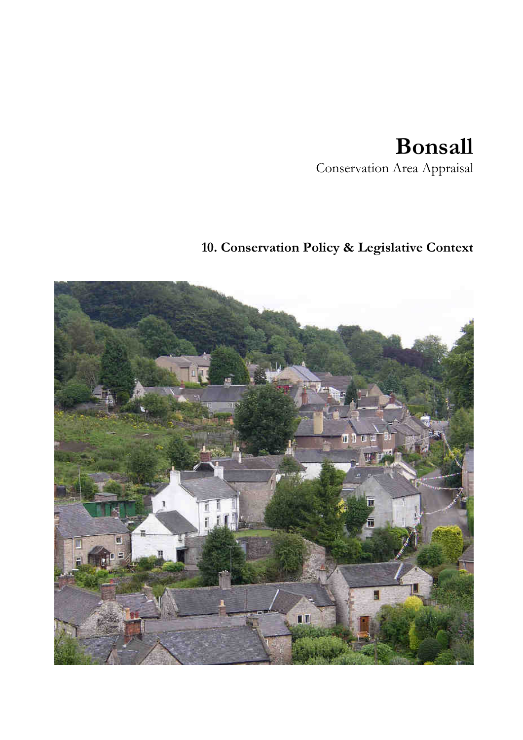# Bonsall

Conservation Area Appraisal

## 10. Conservation Policy & Legislative Context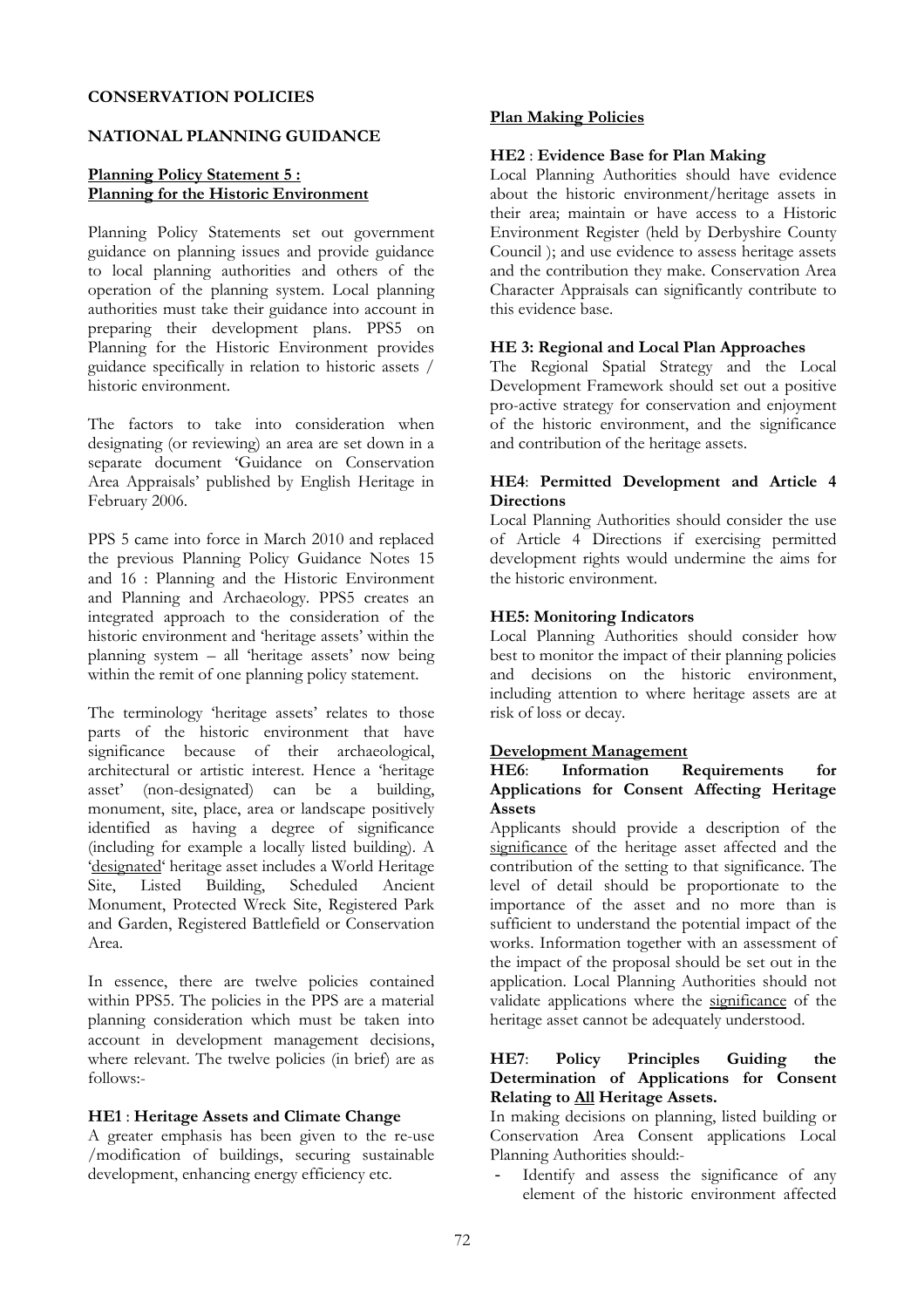**CONSERVATION POLICIES**

**NATIONAL PLANNING GUIDANCE**

**Planning Policy Statement 5 : Planning for the Historic Environment**

Planning Policy Statements set out government guidance on planning issues and provide guidance to local planning authorities and others of the operation of the planning system. Local planning authorities must take their guidance into account in preparing their development plans. PPS5 on Planning for the Historic Environment provides guidance specifically in relation to historic assets / historic environment.

The factors to take into consideration when designating (or reviewing) an area are set down in a separate document 'Guidance on Conservation Area Appraisals' published by English Heritage in February 2006.

PPS 5 came into force in March 2010 and replaced the previous Planning Policy Guidance Notes 15 and 16 : Planning and the Historic Environment and Planning and Archaeology. PPS5 creates an integrated approach to the consideration of the historic environment and 'heritage assets' within the planning system – all 'heritage assets' now being within the remit of one planning policy statement.

The terminology 'heritage assets' relates to those parts of the historic environment that have significance because of their archaeological, architectural or artistic interest. Hence a 'heritage asset' (non-designated) can be a building, monument, site, place, area or landscape positively identified as having a degree of significance (including for example a locally listed building). A '<u>designated</u>' heritage asset includes a World Heritage Site, Listed Building, Scheduled Ancient Monument, Protected Wreck Site, Registered Park and Garden, Registered Battlefield or Conservation Area.

In essence, there are twelve policies contained within PPS5. The policies in the PPS are a material planning consideration which must be taken into account in development management decisions, where relevant. The twelve policies (in brief) are as follows:-

**HE1** : **Heritage Assets and Climate Change**

A greater emphasis has been given to the re-use /modification of buildings, securing sustainable development, enhancing energy efficiency etc.

**Plan Making Policies**

**HE2** : **Evidence Base for Plan Making**

Local Planning Authorities should have evidence about the historic environment/heritage assets in their area; maintain or have access to a Historic Environment Register (held by Derbyshire County Council ); and use evidence to assess heritage assets and the contribution they make. Conservation Area Character Appraisals can significantly contribute to this evidence base.

**HE 3: Regional and Local Plan Approaches**

The Regional Spatial Strategy and the Local Development Framework should set out a positive pro-active strategy for conservation and enjoyment of the historic environment, and the significance and contribution of the heritage assets.

**HE4**: **Permitted Development and Article 4 Directions**

Local Planning Authorities should consider the use of Article 4 Directions if exercising permitted development rights would undermine the aims for the historic environment.

**HE5: Monitoring Indicators**

Local Planning Authorities should consider how best to monitor the impact of their planning policies and decisions on the historic environment, including attention to where heritage assets are at risk of loss or decay.

**Development Management**

**HE6**: **Information Requirements for Applications for Consent Affecting Heritage Assets**

Applicants should provide a description of the <u>significance</u> of the heritage asset affected and the contribution of the setting to that significance. The level of detail should be proportionate to the importance of the asset and no more than is sufficient to understand the potential impact of the works. Information together with an assessment of the impact of the proposal should be set out in the application. Local Planning Authorities should not validate applications where the <u>significance</u> of the heritage asset cannot be adequately understood.

**HE7**: **Policy Principles Guiding the Determination of Applications for Consent Relating to <u>All</u> Heritage Assets.**

In making decisions on planning, listed building or Conservation Area Consent applications Local Planning Authorities should:-

- Identify and assess the significance of any element of the historic environment affected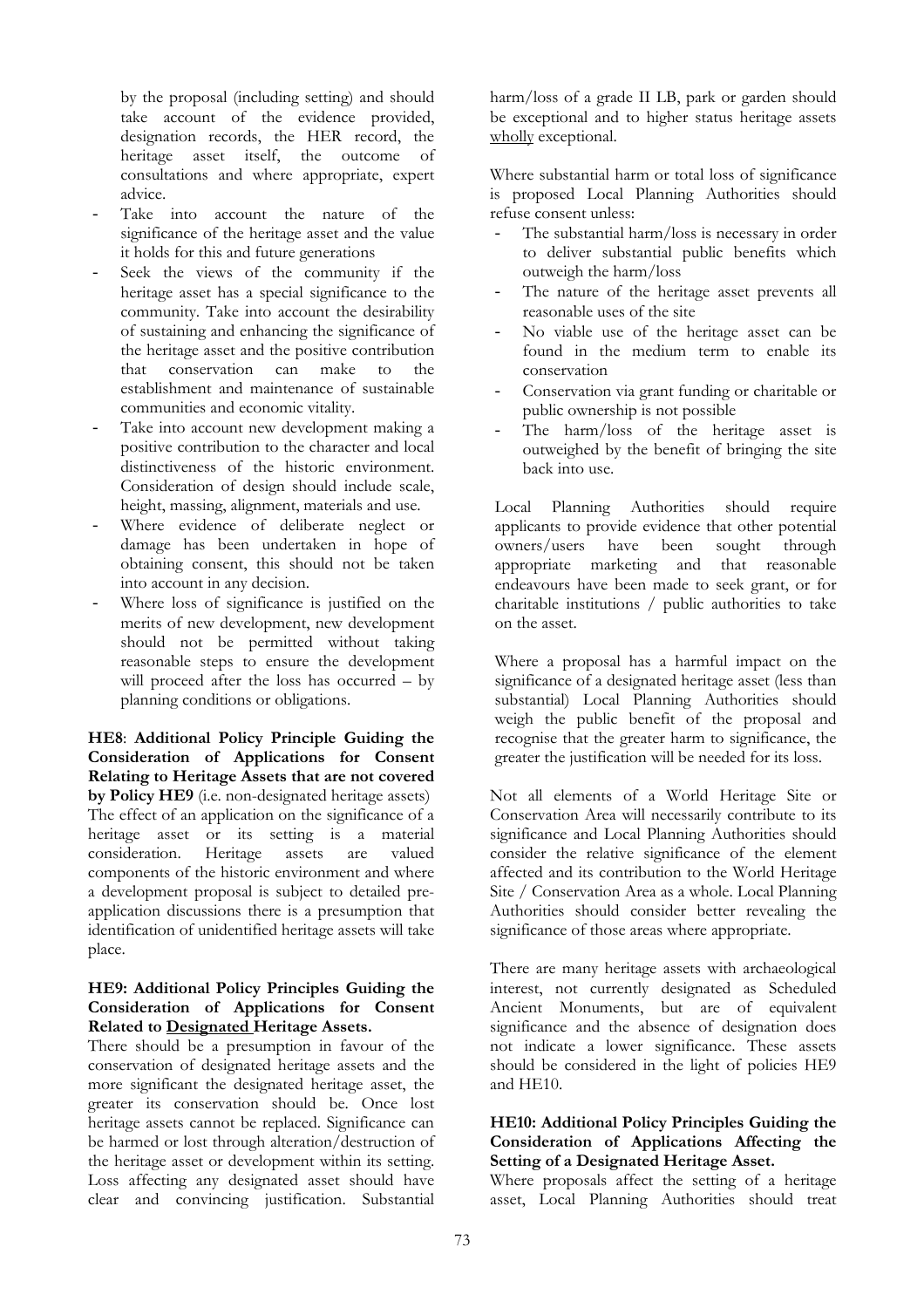by the proposal (including setting) and should take account of the evidence provided, designation records, the HER record, the heritage asset itself, the outcome of consultations and where appropriate, expert advice.

- Take into account the nature of the significance of the heritage asset and the value it holds for this and future generations
- Seek the views of the community if the heritage asset has a special significance to the community. Take into account the desirability of sustaining and enhancing the significance of the heritage asset and the positive contribution that conservation can make to the establishment and maintenance of sustainable communities and economic vitality.
- Take into account new development making a positive contribution to the character and local distinctiveness of the historic environment. Consideration of design should include scale, height, massing, alignment, materials and use.
- Where evidence of deliberate neglect or damage has been undertaken in hope of obtaining consent, this should not be taken into account in any decision.
- Where loss of significance is justified on the merits of new development, new development should not be permitted without taking reasonable steps to ensure the development will proceed after the loss has occurred – by planning conditions or obligations.

**HE8**: **Additional Policy Principle Guiding the Consideration of Applications for Consent Relating to Heritage Assets that are not covered by Policy HE9** (i.e. non-designated heritage assets)
The effect of an application on the significance of a heritage asset or its setting is a material consideration. Heritage assets are valued components of the historic environment and where a development proposal is subject to detailed pre-application discussions there is a presumption that identification of unidentified heritage assets will take place.

**HE9: Additional Policy Principles Guiding the Consideration of Applications for Consent Related to Designated Heritage Assets.**
There should be a presumption in favour of the conservation of designated heritage assets and the more significant the designated heritage asset, the greater its conservation should be. Once lost heritage assets cannot be replaced. Significance can be harmed or lost through alteration/destruction of the heritage asset or development within its setting. Loss affecting any designated asset should have clear and convincing justification. Substantial harm/loss of a grade II LB, park or garden should be exceptional and to higher status heritage assets wholly exceptional.

Where substantial harm or total loss of significance is proposed Local Planning Authorities should refuse consent unless:

- The substantial harm/loss is necessary in order to deliver substantial public benefits which outweigh the harm/loss
- The nature of the heritage asset prevents all reasonable uses of the site
- No viable use of the heritage asset can be found in the medium term to enable its conservation
- Conservation via grant funding or charitable or public ownership is not possible
- The harm/loss of the heritage asset is outweighed by the benefit of bringing the site back into use.

Local Planning Authorities should require applicants to provide evidence that other potential owners/users have been sought through appropriate marketing and that reasonable endeavours have been made to seek grant, or for charitable institutions / public authorities to take on the asset.

Where a proposal has a harmful impact on the significance of a designated heritage asset (less than substantial) Local Planning Authorities should weigh the public benefit of the proposal and recognise that the greater harm to significance, the greater the justification will be needed for its loss.

Not all elements of a World Heritage Site or Conservation Area will necessarily contribute to its significance and Local Planning Authorities should consider the relative significance of the element affected and its contribution to the World Heritage Site / Conservation Area as a whole. Local Planning Authorities should consider better revealing the significance of those areas where appropriate.

There are many heritage assets with archaeological interest, not currently designated as Scheduled Ancient Monuments, but are of equivalent significance and the absence of designation does not indicate a lower significance. These assets should be considered in the light of policies HE9 and HE10.

**HE10: Additional Policy Principles Guiding the Consideration of Applications Affecting the Setting of a Designated Heritage Asset.**
Where proposals affect the setting of a heritage asset, Local Planning Authorities should treat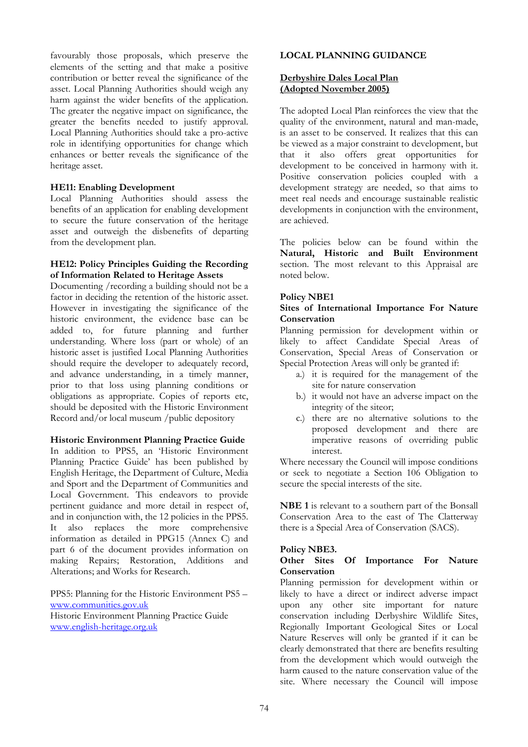favourably those proposals, which preserve the elements of the setting and that make a positive contribution or better reveal the significance of the asset. Local Planning Authorities should weigh any harm against the wider benefits of the application. The greater the negative impact on significance, the greater the benefits needed to justify approval. Local Planning Authorities should take a pro-active role in identifying opportunities for change which enhances or better reveals the significance of the heritage asset.

**HE11: Enabling Development**
Local Planning Authorities should assess the benefits of an application for enabling development to secure the future conservation of the heritage asset and outweigh the disbenefits of departing from the development plan.

**HE12: Policy Principles Guiding the Recording of Information Related to Heritage Assets**
Documenting /recording a building should not be a factor in deciding the retention of the historic asset. However in investigating the significance of the historic environment, the evidence base can be added to, for future planning and further understanding. Where loss (part or whole) of an historic asset is justified Local Planning Authorities should require the developer to adequately record, and advance understanding, in a timely manner, prior to that loss using planning conditions or obligations as appropriate. Copies of reports etc, should be deposited with the Historic Environment Record and/or local museum /public depository

**Historic Environment Planning Practice Guide**
In addition to PPS5, an 'Historic Environment Planning Practice Guide' has been published by English Heritage, the Department of Culture, Media and Sport and the Department of Communities and Local Government. This endeavors to provide pertinent guidance and more detail in respect of, and in conjunction with, the 12 policies in the PPS5. It also replaces the more comprehensive information as detailed in PPG15 (Annex C) and part 6 of the document provides information on making Repairs; Restoration, Additions and Alterations; and Works for Research.

PPS5: Planning for the Historic Environment PS5 – www.communities.gov.uk
Historic Environment Planning Practice Guide www.english-heritage.org.uk

**LOCAL PLANNING GUIDANCE**

**Derbyshire Dales Local Plan (Adopted November 2005)**

The adopted Local Plan reinforces the view that the quality of the environment, natural and man-made, is an asset to be conserved. It realizes that this can be viewed as a major constraint to development, but that it also offers great opportunities for development to be conceived in harmony with it. Positive conservation policies coupled with a development strategy are needed, so that aims to meet real needs and encourage sustainable realistic developments in conjunction with the environment, are achieved.

The policies below can be found within the **Natural, Historic and Built Environment** section. The most relevant to this Appraisal are noted below.

**Policy NBE1**
**Sites of International Importance For Nature Conservation**
Planning permission for development within or likely to affect Candidate Special Areas of Conservation, Special Areas of Conservation or Special Protection Areas will only be granted if:

a.) it is required for the management of the site for nature conservation
b.) it would not have an adverse impact on the integrity of the siteor;
c.) there are no alternative solutions to the proposed development and there are imperative reasons of overriding public interest.

Where necessary the Council will impose conditions or seek to negotiate a Section 106 Obligation to secure the special interests of the site.

**NBE 1** is relevant to a southern part of the Bonsall Conservation Area to the east of The Clatterway there is a Special Area of Conservation (SACS).

**Policy NBE3.**
**Other Sites Of Importance For Nature Conservation**
Planning permission for development within or likely to have a direct or indirect adverse impact upon any other site important for nature conservation including Derbyshire Wildlife Sites, Regionally Important Geological Sites or Local Nature Reserves will only be granted if it can be clearly demonstrated that there are benefits resulting from the development which would outweigh the harm caused to the nature conservation value of the site. Where necessary the Council will impose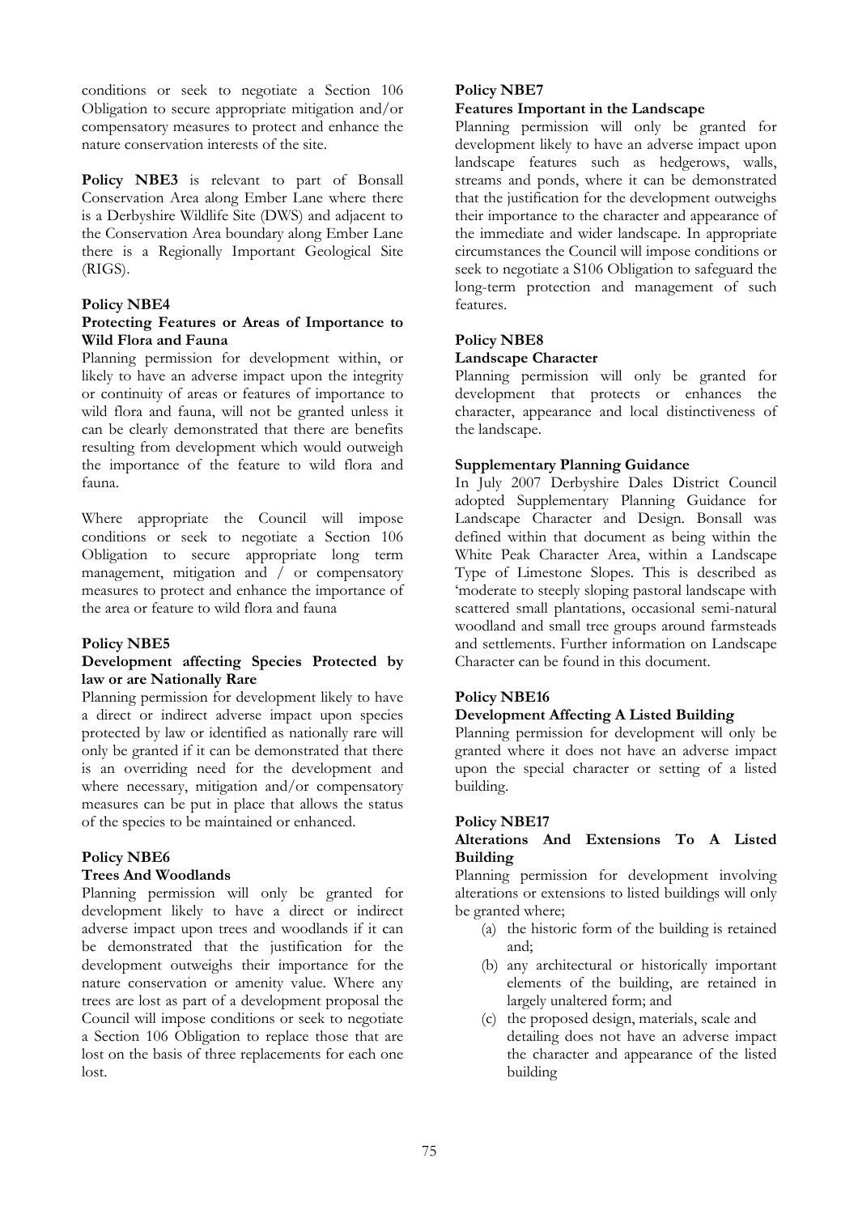conditions or seek to negotiate a Section 106 Obligation to secure appropriate mitigation and/or compensatory measures to protect and enhance the nature conservation interests of the site.

**Policy NBE3** is relevant to part of Bonsall Conservation Area along Ember Lane where there is a Derbyshire Wildlife Site (DWS) and adjacent to the Conservation Area boundary along Ember Lane there is a Regionally Important Geological Site (RIGS).

**Policy NBE4**
**Protecting Features or Areas of Importance to Wild Flora and Fauna**

Planning permission for development within, or likely to have an adverse impact upon the integrity or continuity of areas or features of importance to wild flora and fauna, will not be granted unless it can be clearly demonstrated that there are benefits resulting from development which would outweigh the importance of the feature to wild flora and fauna.

Where appropriate the Council will impose conditions or seek to negotiate a Section 106 Obligation to secure appropriate long term management, mitigation and / or compensatory measures to protect and enhance the importance of the area or feature to wild flora and fauna

**Policy NBE5**
**Development affecting Species Protected by law or are Nationally Rare**

Planning permission for development likely to have a direct or indirect adverse impact upon species protected by law or identified as nationally rare will only be granted if it can be demonstrated that there is an overriding need for the development and where necessary, mitigation and/or compensatory measures can be put in place that allows the status of the species to be maintained or enhanced.

**Policy NBE6**
**Trees And Woodlands**

Planning permission will only be granted for development likely to have a direct or indirect adverse impact upon trees and woodlands if it can be demonstrated that the justification for the development outweighs their importance for the nature conservation or amenity value. Where any trees are lost as part of a development proposal the Council will impose conditions or seek to negotiate a Section 106 Obligation to replace those that are lost on the basis of three replacements for each one lost.

**Policy NBE7**
**Features Important in the Landscape**

Planning permission will only be granted for development likely to have an adverse impact upon landscape features such as hedgerows, walls, streams and ponds, where it can be demonstrated that the justification for the development outweighs their importance to the character and appearance of the immediate and wider landscape. In appropriate circumstances the Council will impose conditions or seek to negotiate a S106 Obligation to safeguard the long-term protection and management of such features.

**Policy NBE8**
**Landscape Character**

Planning permission will only be granted for development that protects or enhances the character, appearance and local distinctiveness of the landscape.

**Supplementary Planning Guidance**

In July 2007 Derbyshire Dales District Council adopted Supplementary Planning Guidance for Landscape Character and Design. Bonsall was defined within that document as being within the White Peak Character Area, within a Landscape Type of Limestone Slopes. This is described as 'moderate to steeply sloping pastoral landscape with scattered small plantations, occasional semi-natural woodland and small tree groups around farmsteads and settlements. Further information on Landscape Character can be found in this document.

**Policy NBE16**
**Development Affecting A Listed Building**

Planning permission for development will only be granted where it does not have an adverse impact upon the special character or setting of a listed building.

**Policy NBE17**
**Alterations And Extensions To A Listed Building**

Planning permission for development involving alterations or extensions to listed buildings will only be granted where;

(a) the historic form of the building is retained and;
(b) any architectural or historically important elements of the building, are retained in largely unaltered form; and
(c) the proposed design, materials, scale and detailing does not have an adverse impact the character and appearance of the listed building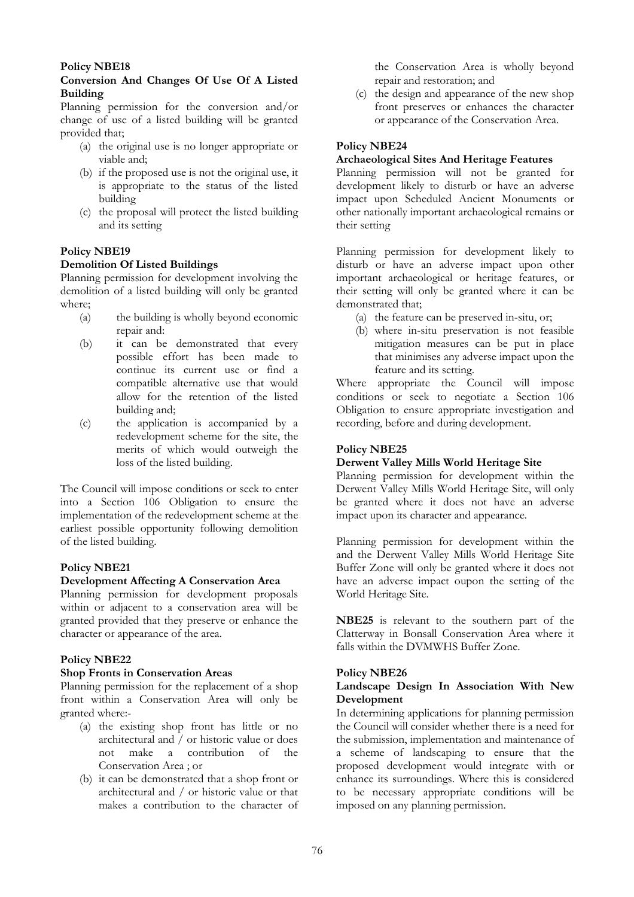**Policy NBE18**

**Conversion And Changes Of Use Of A Listed Building**

Planning permission for the conversion and/or change of use of a listed building will be granted provided that;

(a) the original use is no longer appropriate or viable and;
(b) if the proposed use is not the original use, it is appropriate to the status of the listed building
(c) the proposal will protect the listed building and its setting

**Policy NBE19**

**Demolition Of Listed Buildings**

Planning permission for development involving the demolition of a listed building will only be granted where;

(a) the building is wholly beyond economic repair and:
(b) it can be demonstrated that every possible effort has been made to continue its current use or find a compatible alternative use that would allow for the retention of the listed building and;
(c) the application is accompanied by a redevelopment scheme for the site, the merits of which would outweigh the loss of the listed building.

The Council will impose conditions or seek to enter into a Section 106 Obligation to ensure the implementation of the redevelopment scheme at the earliest possible opportunity following demolition of the listed building.

**Policy NBE21**

**Development Affecting A Conservation Area**

Planning permission for development proposals within or adjacent to a conservation area will be granted provided that they preserve or enhance the character or appearance of the area.

**Policy NBE22**

**Shop Fronts in Conservation Areas**

Planning permission for the replacement of a shop front within a Conservation Area will only be granted where:-

(a) the existing shop front has little or no architectural and / or historic value or does not make a contribution of the Conservation Area ; or
(b) it can be demonstrated that a shop front or architectural and / or historic value or that makes a contribution to the character of the Conservation Area is wholly beyond repair and restoration; and
(c) the design and appearance of the new shop front preserves or enhances the character or appearance of the Conservation Area.

**Policy NBE24**

**Archaeological Sites And Heritage Features**

Planning permission will not be granted for development likely to disturb or have an adverse impact upon Scheduled Ancient Monuments or other nationally important archaeological remains or their setting

Planning permission for development likely to disturb or have an adverse impact upon other important archaeological or heritage features, or their setting will only be granted where it can be demonstrated that;

(a) the feature can be preserved in-situ, or;
(b) where in-situ preservation is not feasible mitigation measures can be put in place that minimises any adverse impact upon the feature and its setting.

Where appropriate the Council will impose conditions or seek to negotiate a Section 106 Obligation to ensure appropriate investigation and recording, before and during development.

**Policy NBE25**

**Derwent Valley Mills World Heritage Site**

Planning permission for development within the Derwent Valley Mills World Heritage Site, will only be granted where it does not have an adverse impact upon its character and appearance.

Planning permission for development within the and the Derwent Valley Mills World Heritage Site Buffer Zone will only be granted where it does not have an adverse impact oupon the setting of the World Heritage Site.

**NBE25** is relevant to the southern part of the Clatterway in Bonsall Conservation Area where it falls within the DVMWHS Buffer Zone.

**Policy NBE26**

**Landscape Design In Association With New Development**

In determining applications for planning permission the Council will consider whether there is a need for the submission, implementation and maintenance of a scheme of landscaping to ensure that the proposed development would integrate with or enhance its surroundings. Where this is considered to be necessary appropriate conditions will be imposed on any planning permission.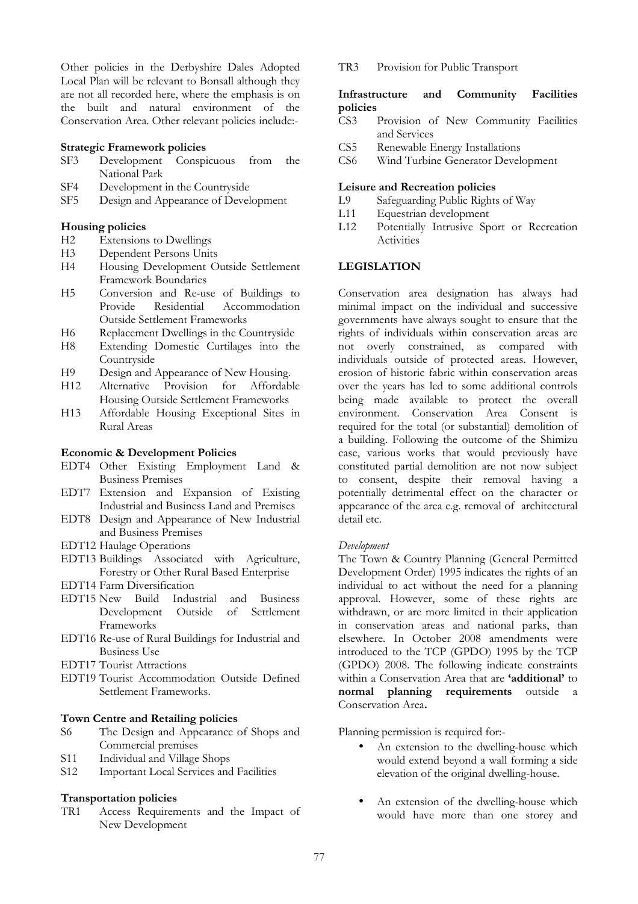Other policies in the Derbyshire Dales Adopted Local Plan will be relevant to Bonsall although they are not all recorded here, where the emphasis is on the built and natural environment of the Conservation Area. Other relevant policies include:-

**Strategic Framework policies**

- SF3 Development Conspicuous from the National Park
- SF4 Development in the Countryside
- SF5 Design and Appearance of Development

**Housing policies**

- H2 Extensions to Dwellings
- H3 Dependent Persons Units
- H4 Housing Development Outside Settlement Framework Boundaries
- H5 Conversion and Re-use of Buildings to Provide Residential Accommodation Outside Settlement Frameworks
- H6 Replacement Dwellings in the Countryside
- H8 Extending Domestic Curtilages into the Countryside
- H9 Design and Appearance of New Housing.
- H12 Alternative Provision for Affordable Housing Outside Settlement Frameworks
- H13 Affordable Housing Exceptional Sites in Rural Areas

**Economic & Development Policies**

- EDT4 Other Existing Employment Land & Business Premises
- EDT7 Extension and Expansion of Existing Industrial and Business Land and Premises
- EDT8 Design and Appearance of New Industrial and Business Premises
- EDT12 Haulage Operations
- EDT13 Buildings Associated with Agriculture, Forestry or Other Rural Based Enterprise
- EDT14 Farm Diversification
- EDT15 New Build Industrial and Business Development Outside of Settlement Frameworks
- EDT16 Re-use of Rural Buildings for Industrial and Business Use
- EDT17 Tourist Attractions
- EDT19 Tourist Accommodation Outside Defined Settlement Frameworks.

**Town Centre and Retailing policies**

- S6 The Design and Appearance of Shops and Commercial premises
- S11 Individual and Village Shops
- S12 Important Local Services and Facilities

**Transportation policies**

- TR1 Access Requirements and the Impact of New Development
- TR3 Provision for Public Transport

**Infrastructure and Community Facilities policies**

- CS3 Provision of New Community Facilities and Services
- CS5 Renewable Energy Installations
- CS6 Wind Turbine Generator Development

**Leisure and Recreation policies**

- L9 Safeguarding Public Rights of Way
- L11 Equestrian development
- L12 Potentially Intrusive Sport or Recreation Activities

## LEGISLATION

Conservation area designation has always had minimal impact on the individual and successive governments have always sought to ensure that the rights of individuals within conservation areas are not overly constrained, as compared with individuals outside of protected areas. However, erosion of historic fabric within conservation areas over the years has led to some additional controls being made available to protect the overall environment. Conservation Area Consent is required for the total (or substantial) demolition of a building. Following the outcome of the Shimizu case, various works that would previously have constituted partial demolition are not now subject to consent, despite their removal having a potentially detrimental effect on the character or appearance of the area e.g. removal of architectural detail etc.

*Development*

The Town & Country Planning (General Permitted Development Order) 1995 indicates the rights of an individual to act without the need for a planning approval. However, some of these rights are withdrawn, or are more limited in their application in conservation areas and national parks, than elsewhere. In October 2008 amendments were introduced to the TCP (GPDO) 1995 by the TCP (GPDO) 2008. The following indicate constraints within a Conservation Area that are **'additional'** to **normal planning requirements** outside a Conservation Area**.**

Planning permission is required for:-

- An extension to the dwelling-house which would extend beyond a wall forming a side elevation of the original dwelling-house.
- An extension of the dwelling-house which would have more than one storey and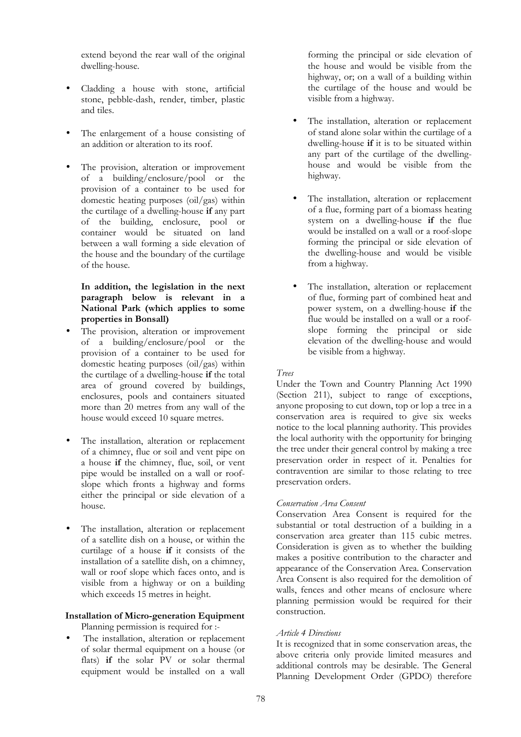extend beyond the rear wall of the original dwelling-house.

- Cladding a house with stone, artificial stone, pebble-dash, render, timber, plastic and tiles.

- The enlargement of a house consisting of an addition or alteration to its roof.

- The provision, alteration or improvement of a building/enclosure/pool or the provision of a container to be used for domestic heating purposes (oil/gas) within the curtilage of a dwelling-house **if** any part of the building, enclosure, pool or container would be situated on land between a wall forming a side elevation of the house and the boundary of the curtilage of the house.

**In addition, the legislation in the next paragraph below is relevant in a National Park (which applies to some properties in Bonsall)**

- The provision, alteration or improvement of a building/enclosure/pool or the provision of a container to be used for domestic heating purposes (oil/gas) within the curtilage of a dwelling-house **if** the total area of ground covered by buildings, enclosures, pools and containers situated more than 20 metres from any wall of the house would exceed 10 square metres.

- The installation, alteration or replacement of a chimney, flue or soil and vent pipe on a house **if** the chimney, flue, soil, or vent pipe would be installed on a wall or roof-slope which fronts a highway and forms either the principal or side elevation of a house.

- The installation, alteration or replacement of a satellite dish on a house, or within the curtilage of a house **if** it consists of the installation of a satellite dish, on a chimney, wall or roof slope which faces onto, and is visible from a highway or on a building which exceeds 15 metres in height.

**Installation of Micro-generation Equipment**

Planning permission is required for :-

- The installation, alteration or replacement of solar thermal equipment on a house (or flats) **if** the solar PV or solar thermal equipment would be installed on a wall forming the principal or side elevation of the house and would be visible from the highway, or; on a wall of a building within the curtilage of the house and would be visible from a highway.

- The installation, alteration or replacement of stand alone solar within the curtilage of a dwelling-house **if** it is to be situated within any part of the curtilage of the dwelling-house and would be visible from the highway.

- The installation, alteration or replacement of a flue, forming part of a biomass heating system on a dwelling-house **if** the flue would be installed on a wall or a roof-slope forming the principal or side elevation of the dwelling-house and would be visible from a highway.

- The installation, alteration or replacement of flue, forming part of combined heat and power system, on a dwelling-house **if** the flue would be installed on a wall or a roof-slope forming the principal or side elevation of the dwelling-house and would be visible from a highway.

*Trees*

Under the Town and Country Planning Act 1990 (Section 211), subject to range of exceptions, anyone proposing to cut down, top or lop a tree in a conservation area is required to give six weeks notice to the local planning authority. This provides the local authority with the opportunity for bringing the tree under their general control by making a tree preservation order in respect of it. Penalties for contravention are similar to those relating to tree preservation orders.

*Conservation Area Consent*

Conservation Area Consent is required for the substantial or total destruction of a building in a conservation area greater than 115 cubic metres. Consideration is given as to whether the building makes a positive contribution to the character and appearance of the Conservation Area. Conservation Area Consent is also required for the demolition of walls, fences and other means of enclosure where planning permission would be required for their construction.

*Article 4 Directions*

It is recognized that in some conservation areas, the above criteria only provide limited measures and additional controls may be desirable. The General Planning Development Order (GPDO) therefore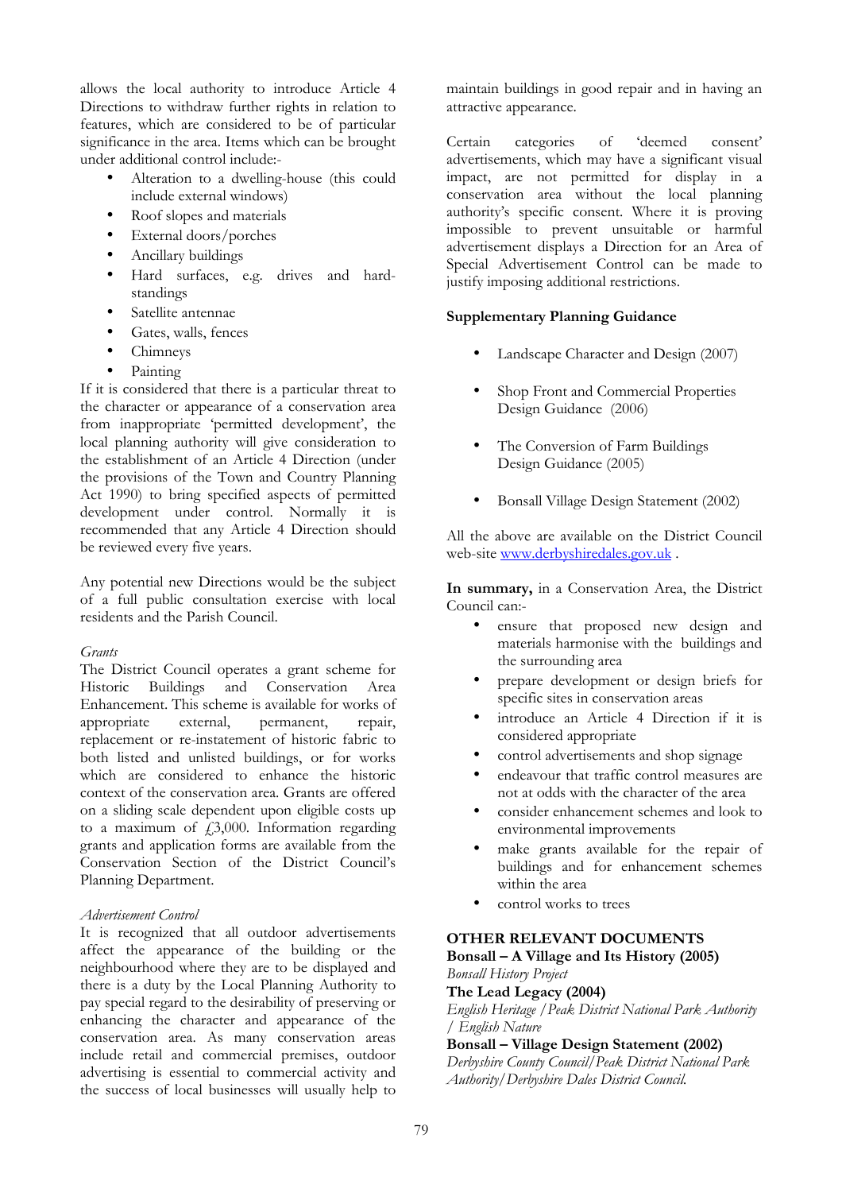allows the local authority to introduce Article 4 Directions to withdraw further rights in relation to features, which are considered to be of particular significance in the area. Items which can be brought under additional control include:-

- Alteration to a dwelling-house (this could include external windows)
- Roof slopes and materials
- External doors/porches
- Ancillary buildings
- Hard surfaces, e.g. drives and hard-standings
- Satellite antennae
- Gates, walls, fences
- Chimneys
- Painting

If it is considered that there is a particular threat to the character or appearance of a conservation area from inappropriate 'permitted development', the local planning authority will give consideration to the establishment of an Article 4 Direction (under the provisions of the Town and Country Planning Act 1990) to bring specified aspects of permitted development under control. Normally it is recommended that any Article 4 Direction should be reviewed every five years.

Any potential new Directions would be the subject of a full public consultation exercise with local residents and the Parish Council.

*Grants*

The District Council operates a grant scheme for Historic Buildings and Conservation Area Enhancement. This scheme is available for works of appropriate external, permanent, repair, replacement or re-instatement of historic fabric to both listed and unlisted buildings, or for works which are considered to enhance the historic context of the conservation area. Grants are offered on a sliding scale dependent upon eligible costs up to a maximum of £3,000. Information regarding grants and application forms are available from the Conservation Section of the District Council's Planning Department.

*Advertisement Control*

It is recognized that all outdoor advertisements affect the appearance of the building or the neighbourhood where they are to be displayed and there is a duty by the Local Planning Authority to pay special regard to the desirability of preserving or enhancing the character and appearance of the conservation area. As many conservation areas include retail and commercial premises, outdoor advertising is essential to commercial activity and the success of local businesses will usually help to maintain buildings in good repair and in having an attractive appearance.

Certain categories of 'deemed consent' advertisements, which may have a significant visual impact, are not permitted for display in a conservation area without the local planning authority's specific consent. Where it is proving impossible to prevent unsuitable or harmful advertisement displays a Direction for an Area of Special Advertisement Control can be made to justify imposing additional restrictions.

**Supplementary Planning Guidance**

- Landscape Character and Design (2007)
- Shop Front and Commercial Properties Design Guidance (2006)
- The Conversion of Farm Buildings Design Guidance (2005)
- Bonsall Village Design Statement (2002)

All the above are available on the District Council web-site www.derbyshiredales.gov.uk .

**In summary,** in a Conservation Area, the District Council can:-

- ensure that proposed new design and materials harmonise with the buildings and the surrounding area
- prepare development or design briefs for specific sites in conservation areas
- introduce an Article 4 Direction if it is considered appropriate
- control advertisements and shop signage
- endeavour that traffic control measures are not at odds with the character of the area
- consider enhancement schemes and look to environmental improvements
- make grants available for the repair of buildings and for enhancement schemes within the area
- control works to trees

**OTHER RELEVANT DOCUMENTS**

**Bonsall – A Village and Its History (2005)**
*Bonsall History Project*

**The Lead Legacy (2004)**
*English Heritage / Peak District National Park Authority / English Nature*

**Bonsall – Village Design Statement (2002)**
*Derbyshire County Council/Peak District National Park Authority/Derbyshire Dales District Council.*